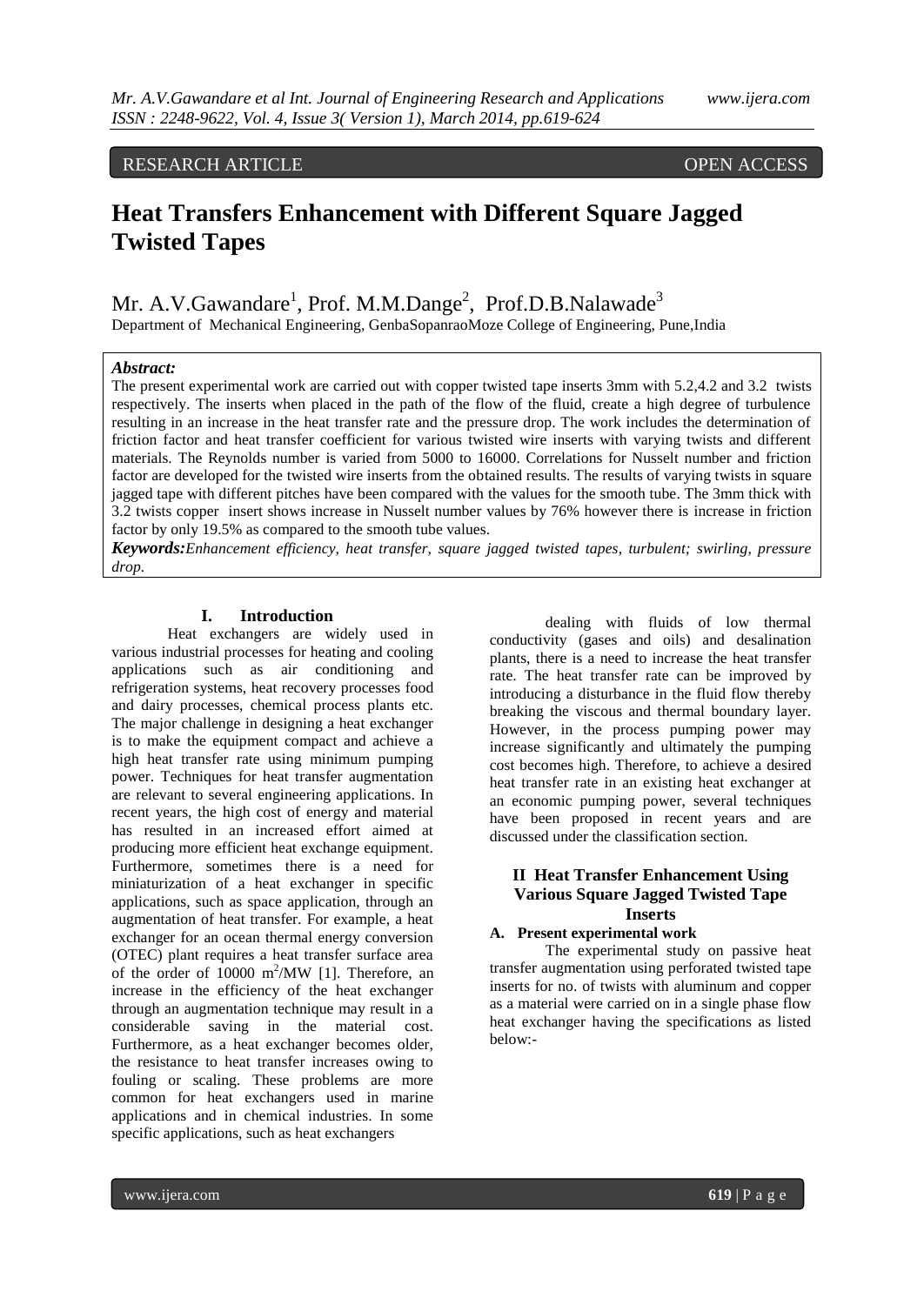RESEARCH ARTICLE OPEN ACCESS

# Heat Transfers Enhancement with Different Square Jagged Twisted Tapes

Mr. A.V.Gawandare[1], Prof. M.M.Dange[2], Prof.D.B.Nalawade[3]

Department of Mechanical Engineering, GenbaSopanraoMoze College of Engineering, Pune,India

***Abstract:***

The present experimental work are carried out with copper twisted tape inserts 3mm with 5.2,4.2 and 3.2 twists respectively. The inserts when placed in the path of the flow of the fluid, create a high degree of turbulence resulting in an increase in the heat transfer rate and the pressure drop. The work includes the determination of friction factor and heat transfer coefficient for various twisted wire inserts with varying twists and different materials. The Reynolds number is varied from 5000 to 16000. Correlations for Nusselt number and friction factor are developed for the twisted wire inserts from the obtained results. The results of varying twists in square jagged tape with different pitches have been compared with the values for the smooth tube. The 3mm thick with 3.2 twists copper insert shows increase in Nusselt number values by 76% however there is increase in friction factor by only 19.5% as compared to the smooth tube values.

***Keywords:****Enhancement efficiency, heat transfer, square jagged twisted tapes, turbulent; swirling, pressure drop.*

## I. Introduction

Heat exchangers are widely used in various industrial processes for heating and cooling applications such as air conditioning and refrigeration systems, heat recovery processes food and dairy processes, chemical process plants etc. The major challenge in designing a heat exchanger is to make the equipment compact and achieve a high heat transfer rate using minimum pumping power. Techniques for heat transfer augmentation are relevant to several engineering applications. In recent years, the high cost of energy and material has resulted in an increased effort aimed at producing more efficient heat exchange equipment. Furthermore, sometimes there is a need for miniaturization of a heat exchanger in specific applications, such as space application, through an augmentation of heat transfer. For example, a heat exchanger for an ocean thermal energy conversion (OTEC) plant requires a heat transfer surface area of the order of 10000 $m^2$/MW [1]. Therefore, an increase in the efficiency of the heat exchanger through an augmentation technique may result in a considerable saving in the material cost. Furthermore, as a heat exchanger becomes older, the resistance to heat transfer increases owing to fouling or scaling. These problems are more common for heat exchangers used in marine applications and in chemical industries. In some specific applications, such as heat exchangers dealing with fluids of low thermal conductivity (gases and oils) and desalination plants, there is a need to increase the heat transfer rate. The heat transfer rate can be improved by introducing a disturbance in the fluid flow thereby breaking the viscous and thermal boundary layer. However, in the process pumping power may increase significantly and ultimately the pumping cost becomes high. Therefore, to achieve a desired heat transfer rate in an existing heat exchanger at an economic pumping power, several techniques have been proposed in recent years and are discussed under the classification section.

## II Heat Transfer Enhancement Using Various Square Jagged Twisted Tape Inserts

### A. Present experimental work

The experimental study on passive heat transfer augmentation using perforated twisted tape inserts for no. of twists with aluminum and copper as a material were carried on in a single phase flow heat exchanger having the specifications as listed below:-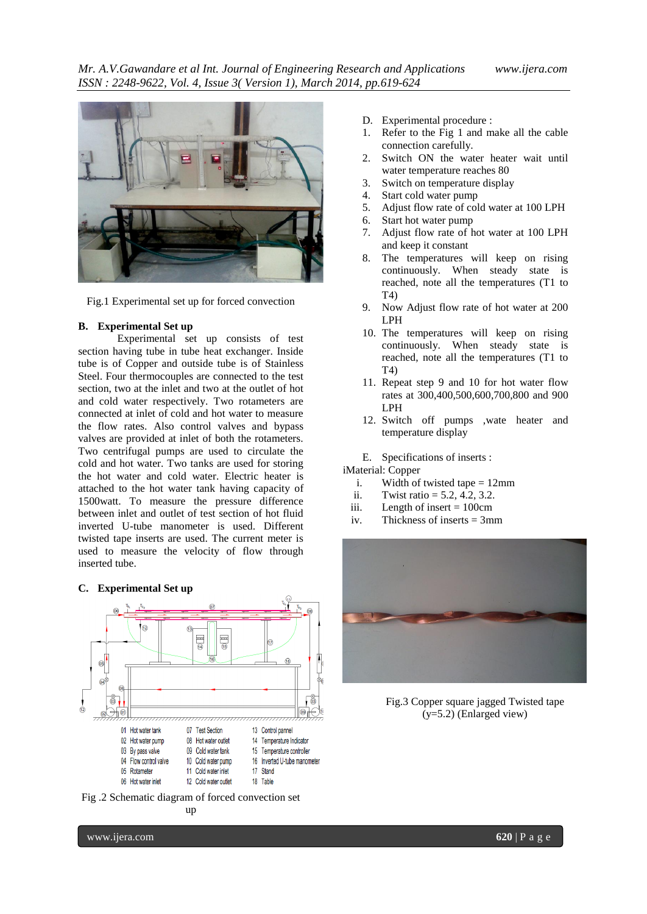Fig.1 Experimental set up for forced convection

**B. Experimental Set up**

Experimental set up consists of test section having tube in tube heat exchanger. Inside tube is of Copper and outside tube is of Stainless Steel. Four thermocouples are connected to the test section, two at the inlet and two at the outlet of hot and cold water respectively. Two rotameters are connected at inlet of cold and hot water to measure the flow rates. Also control valves and bypass valves are provided at inlet of both the rotameters. Two centrifugal pumps are used to circulate the cold and hot water. Two tanks are used for storing the hot water and cold water. Electric heater is attached to the hot water tank having capacity of 1500watt. To measure the pressure difference between inlet and outlet of test section of hot fluid inverted U-tube manometer is used. Different twisted tape inserts are used. The current meter is used to measure the velocity of flow through inserted tube.

**C. Experimental Set up**

01 Hot water tank
02 Hot water pump
03 By pass valve
04 Flow control valve
05 Rotameter
06 Hot water inlet
07 Test Section
08 Hot water outlet
09 Cold water tank
10 Cold water pump
11 Cold water inlet
12 Cold water outlet
13 Control pannel
14 Temperature Indicator
15 Temperature controller
16 Inverted U-tube manometer
17 Stand
18 Table

Fig .2 Schematic diagram of forced convection set up

D. Experimental procedure :

1. Refer to the Fig 1 and make all the cable connection carefully.
2. Switch ON the water heater wait until water temperature reaches 80
3. Switch on temperature display
4. Start cold water pump
5. Adjust flow rate of cold water at 100 LPH
6. Start hot water pump
7. Adjust flow rate of hot water at 100 LPH and keep it constant
8. The temperatures will keep on rising continuously. When steady state is reached, note all the temperatures (T1 to T4)
9. Now Adjust flow rate of hot water at 200 LPH
10. The temperatures will keep on rising continuously. When steady state is reached, note all the temperatures (T1 to T4)
11. Repeat step 9 and 10 for hot water flow rates at 300,400,500,600,700,800 and 900 LPH
12. Switch off pumps ,wate heater and temperature display

E. Specifications of inserts :

iMaterial: Copper

i. Width of twisted tape = 12mm
ii. Twist ratio = 5.2, 4.2, 3.2.
iii. Length of insert = 100cm
iv. Thickness of inserts = 3mm

Fig.3 Copper square jagged Twisted tape (y=5.2) (Enlarged view)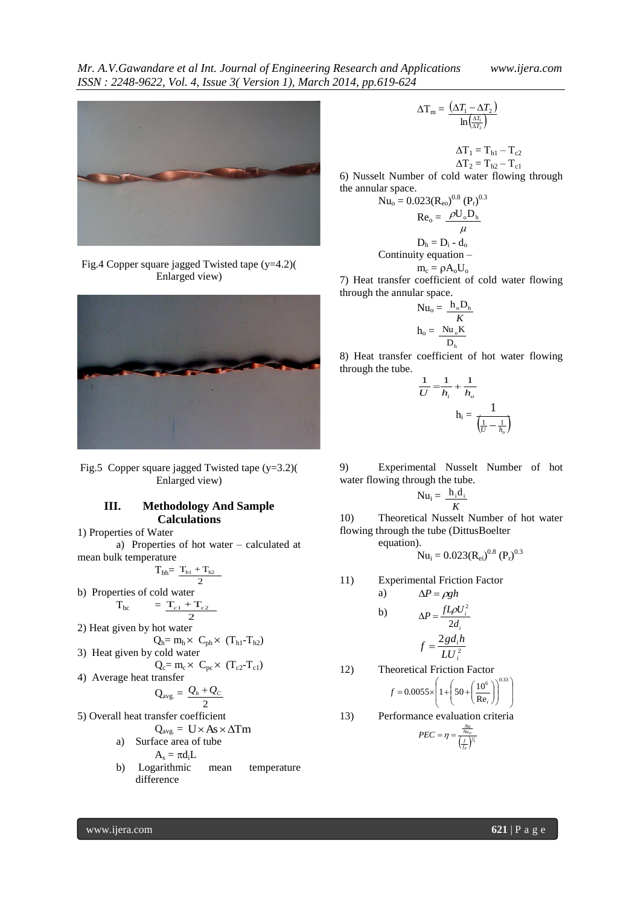Fig.4 Copper square jagged Twisted tape (y=4.2)( Enlarged view)

Fig.5 Copper square jagged Twisted tape (y=3.2)( Enlarged view)

## III. Methodology And Sample Calculations

1) Properties of Water

a) Properties of hot water – calculated at mean bulk temperature

$$T_{bh} = \frac{T_{h1} + T_{h2}}{2}$$

b) Properties of cold water

$$T_{bc} = \frac{T_{c1} + T_{c2}}{2}$$

2) Heat given by hot water

$$Q_h = m_h \times C_{ph} \times (T_{h1} - T_{h2})$$

3) Heat given by cold water

$$Q_c = m_c \times C_{pc} \times (T_{c2} - T_{c1})$$

4) Average heat transfer

$$Q_{avg.} = \frac{Q_h + Q_C}{2}$$

5) Overall heat transfer coefficient

$$Q_{avg.} = U \times As \times \Delta Tm$$

a) Surface area of tube

$$A_s = \pi d_i L$$

b) Logarithmic mean temperature difference

$$\Delta T_m = \frac{(\Delta T_1 - \Delta T_2)}{\ln\left(\frac{\Delta T_1}{\Delta T_2}\right)}$$

$$\Delta T_1 = T_{h1} - T_{c2}$$

$$\Delta T_2 = T_{h2} - T_{c1}$$

6) Nusselt Number of cold water flowing through the annular space.

$$Nu_o = 0.023(R_{eo})^{0.8}(P_r)^{0.3}$$

$$Re_o = \frac{\rho U_o D_h}{\mu}$$

$$D_h = D_i - d_o$$

Continuity equation –

$$m_c = \rho A_o U_o$$

7) Heat transfer coefficient of cold water flowing through the annular space.

$$Nu_o = \frac{h_o D_h}{K}$$

$$h_o = \frac{Nu_o K}{D_h}$$

8) Heat transfer coefficient of hot water flowing through the tube.

$$\frac{1}{U} = \frac{1}{h_i} + \frac{1}{h_o}$$

$$h_i = \frac{1}{\left(\frac{1}{U} - \frac{1}{h_o}\right)}$$

9) Experimental Nusselt Number of hot water flowing through the tube.

$$Nu_i = \frac{h_i d_i}{K}$$

10) Theoretical Nusselt Number of hot water flowing through the tube (DittusBoelter equation).

$$Nu_i = 0.023(R_{ei})^{0.8}(P_r)^{0.3}$$

11) Experimental Friction Factor

a) $\Delta P = \rho g h$

b) $\Delta P = \frac{f L \rho U_i^2}{2 d_i}$

$$f = \frac{2 g d_i h}{L U_i^2}$$

12) Theoretical Friction Factor

$$f = 0.0055 \times \left(1 + \left(50 + \left(\frac{10^6}{\text{Re}_i}\right)\right)^{0.33}\right)$$

13) Performance evaluation criteria

$$PEC = \eta = \frac{\frac{Nu}{Nu_P}}{\left(\frac{f}{f_P}\right)^{1/3}}$$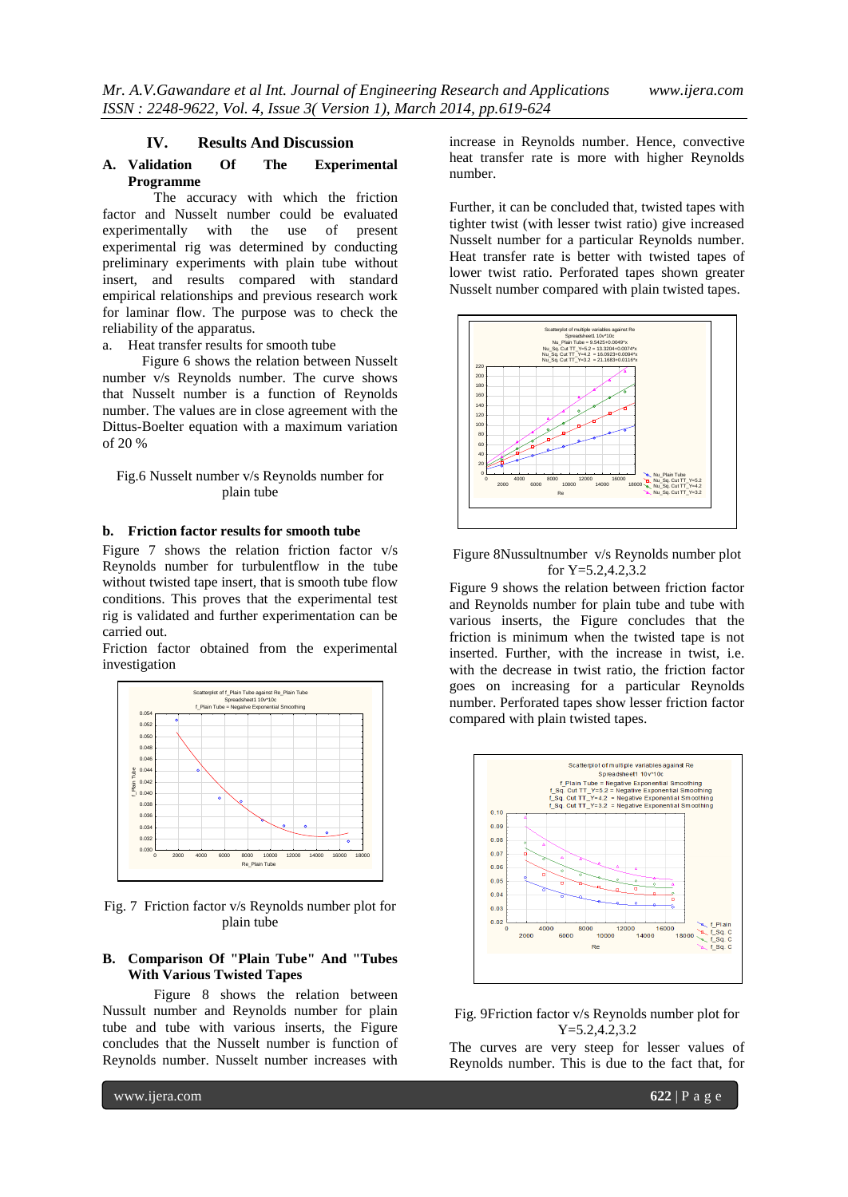## IV. Results And Discussion

### A. Validation Of The Experimental Programme

The accuracy with which the friction factor and Nusselt number could be evaluated experimentally with the use of present experimental rig was determined by conducting preliminary experiments with plain tube without insert, and results compared with standard empirical relationships and previous research work for laminar flow. The purpose was to check the reliability of the apparatus.

a. Heat transfer results for smooth tube

Figure 6 shows the relation between Nusselt number v/s Reynolds number. The curve shows that Nusselt number is a function of Reynolds number. The values are in close agreement with the Dittus-Boelter equation with a maximum variation of 20 %

Fig.6 Nusselt number v/s Reynolds number for plain tube

**b. Friction factor results for smooth tube**

Figure 7 shows the relation friction factor v/s Reynolds number for turbulentflow in the tube without twisted tape insert, that is smooth tube flow conditions. This proves that the experimental test rig is validated and further experimentation can be carried out.

Friction factor obtained from the experimental investigation

Fig. 7 Friction factor v/s Reynolds number plot for plain tube

### B. Comparison Of "Plain Tube" And "Tubes With Various Twisted Tapes

Figure 8 shows the relation between Nussult number and Reynolds number for plain tube and tube with various inserts, the Figure concludes that the Nusselt number is function of Reynolds number. Nusselt number increases with increase in Reynolds number. Hence, convective heat transfer rate is more with higher Reynolds number.

Further, it can be concluded that, twisted tapes with tighter twist (with lesser twist ratio) give increased Nusselt number for a particular Reynolds number. Heat transfer rate is better with twisted tapes of lower twist ratio. Perforated tapes shown greater Nusselt number compared with plain twisted tapes.

Figure 8Nussultnumber v/s Reynolds number plot for Y=5.2,4.2,3.2

Figure 9 shows the relation between friction factor and Reynolds number for plain tube and tube with various inserts, the Figure concludes that the friction is minimum when the twisted tape is not inserted. Further, with the increase in twist, i.e. with the decrease in twist ratio, the friction factor goes on increasing for a particular Reynolds number. Perforated tapes show lesser friction factor compared with plain twisted tapes.

Fig. 9Friction factor v/s Reynolds number plot for Y=5.2,4.2,3.2

The curves are very steep for lesser values of Reynolds number. This is due to the fact that, for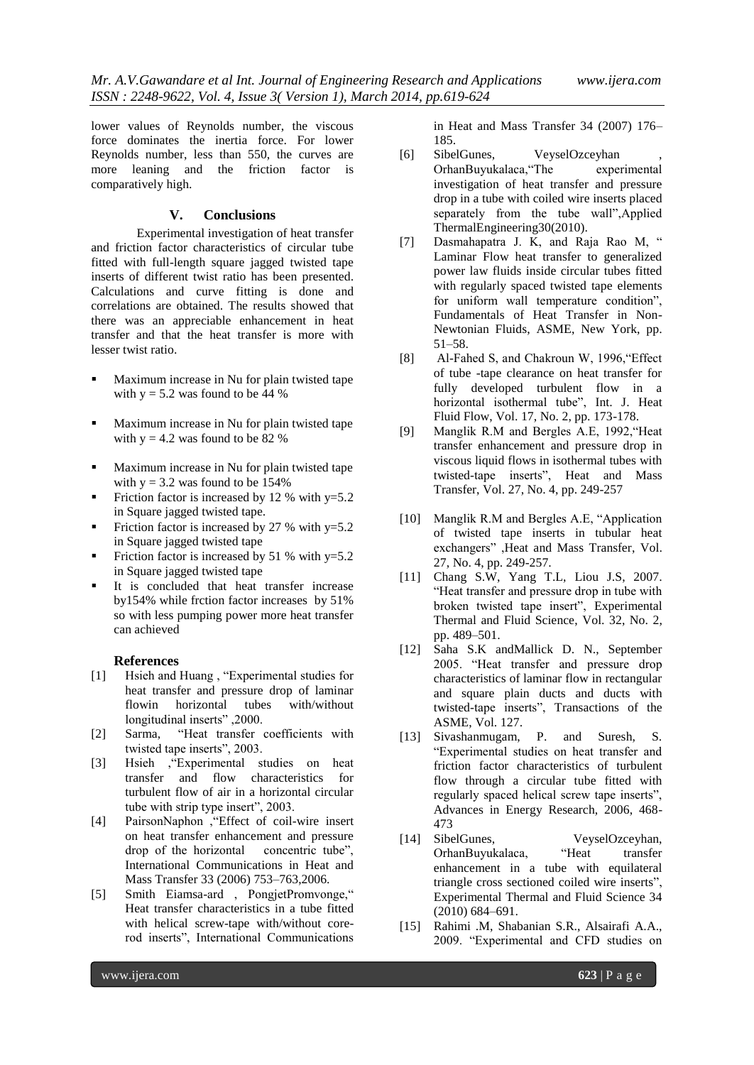lower values of Reynolds number, the viscous force dominates the inertia force. For lower Reynolds number, less than 550, the curves are more leaning and the friction factor is comparatively high.

## V. Conclusions

Experimental investigation of heat transfer and friction factor characteristics of circular tube fitted with full-length square jagged twisted tape inserts of different twist ratio has been presented. Calculations and curve fitting is done and correlations are obtained. The results showed that there was an appreciable enhancement in heat transfer and that the heat transfer is more with lesser twist ratio.

- Maximum increase in Nu for plain twisted tape with $y = 5.2$ was found to be 44 %
- Maximum increase in Nu for plain twisted tape with $y = 4.2$ was found to be 82 %
- Maximum increase in Nu for plain twisted tape with $y = 3.2$ was found to be 154%
- Friction factor is increased by 12 % with y=5.2 in Square jagged twisted tape.
- Friction factor is increased by 27 % with y=5.2 in Square jagged twisted tape
- Friction factor is increased by 51 % with y=5.2 in Square jagged twisted tape
- It is concluded that heat transfer increase by154% while frction factor increases by 51% so with less pumping power more heat transfer can achieved

### References

[1] Hsieh and Huang , "Experimental studies for heat transfer and pressure drop of laminar flowin horizontal tubes with/without longitudinal inserts" ,2000.

[2] Sarma, "Heat transfer coefficients with twisted tape inserts", 2003.

[3] Hsieh ,"Experimental studies on heat transfer and flow characteristics for turbulent flow of air in a horizontal circular tube with strip type insert", 2003.

[4] PairsonNaphon ,"Effect of coil-wire insert on heat transfer enhancement and pressure drop of the horizontal concentric tube", International Communications in Heat and Mass Transfer 33 (2006) 753–763,2006.

[5] Smith Eiamsa-ard , PongjetPromvonge," Heat transfer characteristics in a tube fitted with helical screw-tape with/without core-rod inserts", International Communications in Heat and Mass Transfer 34 (2007) 176–185.

[6] SibelGunes, VeyselOzceyhan , OrhanBuyukalaca,"The experimental investigation of heat transfer and pressure drop in a tube with coiled wire inserts placed separately from the tube wall",Applied ThermalEngineering30(2010).

[7] Dasmahapatra J. K, and Raja Rao M, " Laminar Flow heat transfer to generalized power law fluids inside circular tubes fitted with regularly spaced twisted tape elements for uniform wall temperature condition", Fundamentals of Heat Transfer in Non-Newtonian Fluids, ASME, New York, pp. 51–58.

[8] Al-Fahed S, and Chakroun W, 1996,"Effect of tube -tape clearance on heat transfer for fully developed turbulent flow in a horizontal isothermal tube", Int. J. Heat Fluid Flow, Vol. 17, No. 2, pp. 173-178.

[9] Manglik R.M and Bergles A.E, 1992,"Heat transfer enhancement and pressure drop in viscous liquid flows in isothermal tubes with twisted-tape inserts", Heat and Mass Transfer, Vol. 27, No. 4, pp. 249-257

[10] Manglik R.M and Bergles A.E, "Application of twisted tape inserts in tubular heat exchangers" ,Heat and Mass Transfer, Vol. 27, No. 4, pp. 249-257.

[11] Chang S.W, Yang T.L, Liou J.S, 2007. "Heat transfer and pressure drop in tube with broken twisted tape insert", Experimental Thermal and Fluid Science, Vol. 32, No. 2, pp. 489–501.

[12] Saha S.K andMallick D. N., September 2005. "Heat transfer and pressure drop characteristics of laminar flow in rectangular and square plain ducts and ducts with twisted-tape inserts", Transactions of the ASME, Vol. 127.

[13] Sivashanmugam, P. and Suresh, S. "Experimental studies on heat transfer and friction factor characteristics of turbulent flow through a circular tube fitted with regularly spaced helical screw tape inserts", Advances in Energy Research, 2006, 468-473

[14] SibelGunes, VeyselOzceyhan, OrhanBuyukalaca, "Heat transfer enhancement in a tube with equilateral triangle cross sectioned coiled wire inserts", Experimental Thermal and Fluid Science 34 (2010) 684–691.

[15] Rahimi .M, Shabanian S.R., Alsairafi A.A., 2009. "Experimental and CFD studies on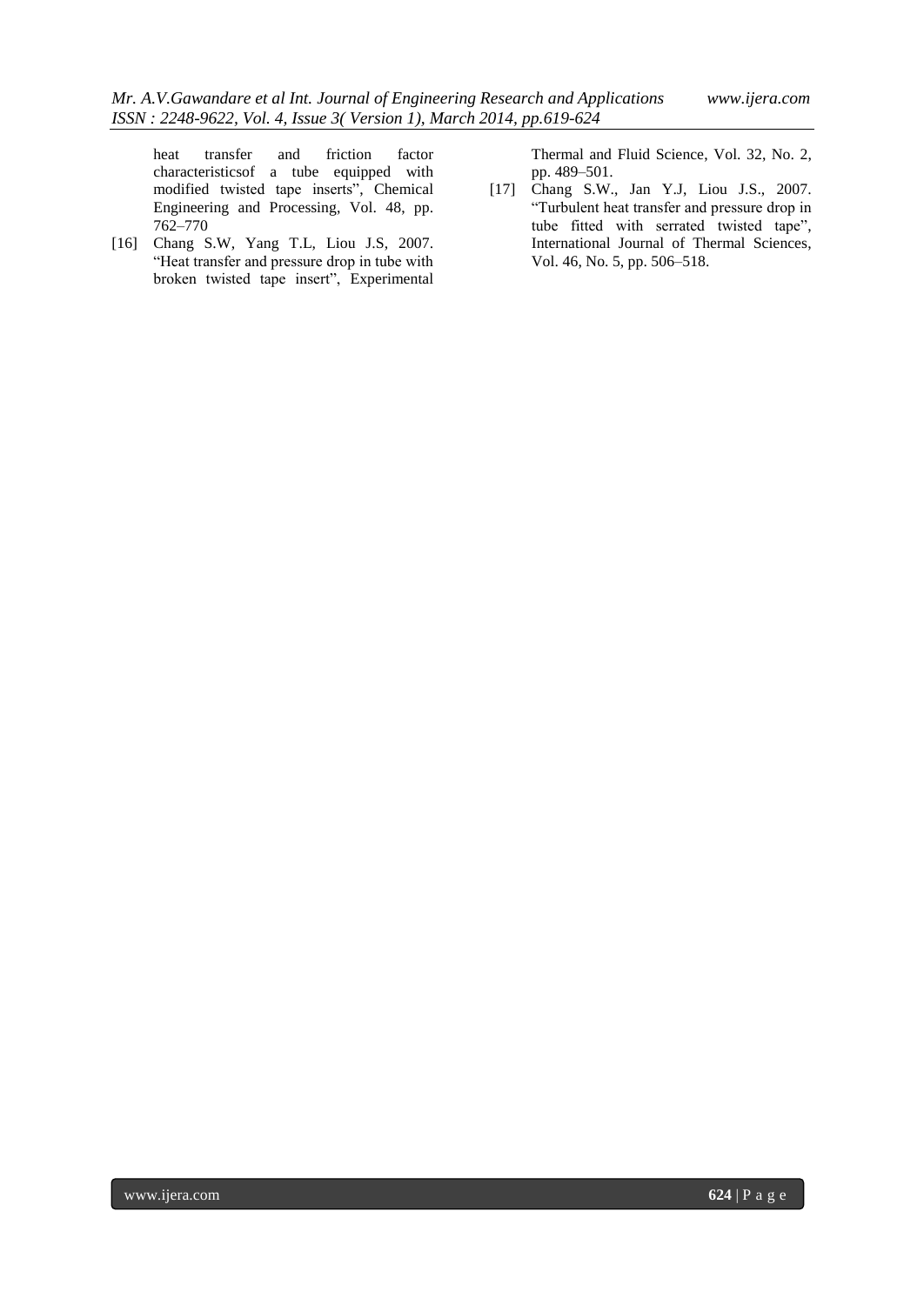heat transfer and friction factor characteristicsof a tube equipped with modified twisted tape inserts", Chemical Engineering and Processing, Vol. 48, pp. 762–770

[16] Chang S.W, Yang T.L, Liou J.S, 2007. "Heat transfer and pressure drop in tube with broken twisted tape insert", Experimental Thermal and Fluid Science, Vol. 32, No. 2, pp. 489–501.

[17] Chang S.W., Jan Y.J, Liou J.S., 2007. "Turbulent heat transfer and pressure drop in tube fitted with serrated twisted tape", International Journal of Thermal Sciences, Vol. 46, No. 5, pp. 506–518.